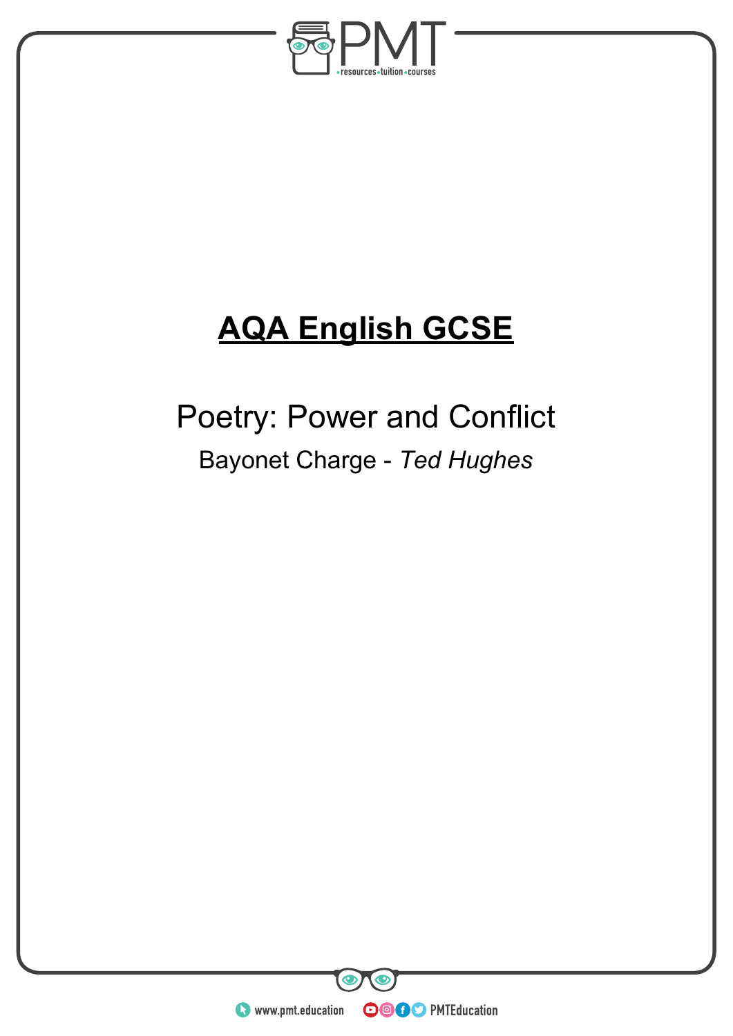# AQA English GCSE

## Poetry: Power and Conflict

Bayonet Charge - *Ted Hughes*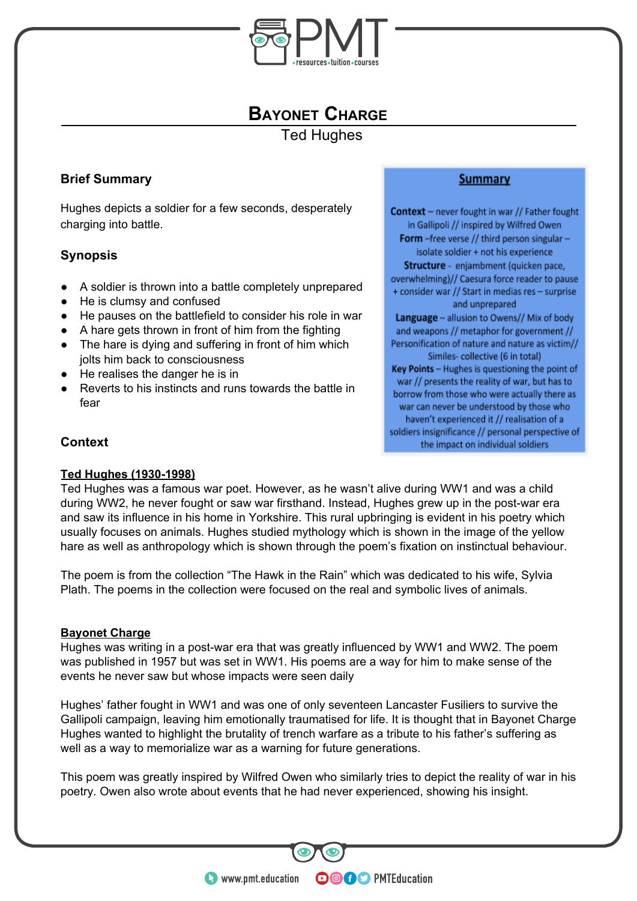# Bayonet Charge

Ted Hughes

## Brief Summary

Hughes depicts a soldier for a few seconds, desperately charging into battle.

## Synopsis

- A soldier is thrown into a battle completely unprepared
- He is clumsy and confused
- He pauses on the battlefield to consider his role in war
- A hare gets thrown in front of him from the fighting
- The hare is dying and suffering in front of him which jolts him back to consciousness
- He realises the danger he is in
- Reverts to his instincts and runs towards the battle in fear

**Summary**

**Context** – never fought in war // Father fought in Gallipoli // inspired by Wilfred Owen

**Form** –free verse // third person singular – isolate soldier + not his experience

**Structure** - enjambment (quicken pace, overwhelming)// Caesura force reader to pause + consider war // Start in medias res – surprise and unprepared

**Language** – allusion to Owens// Mix of body and weapons // metaphor for government // Personification of nature and nature as victim// Similes- collective (6 in total)

**Key Points** – Hughes is questioning the point of war // presents the reality of war, but has to borrow from those who were actually there as war can never be understood by those who haven't experienced it // realisation of a soldiers insignificance // personal perspective of the impact on individual soldiers

## Context

**Ted Hughes (1930-1998)**

Ted Hughes was a famous war poet. However, as he wasn't alive during WW1 and was a child during WW2, he never fought or saw war firsthand. Instead, Hughes grew up in the post-war era and saw its influence in his home in Yorkshire. This rural upbringing is evident in his poetry which usually focuses on animals. Hughes studied mythology which is shown in the image of the yellow hare as well as anthropology which is shown through the poem's fixation on instinctual behaviour.

The poem is from the collection "The Hawk in the Rain" which was dedicated to his wife, Sylvia Plath. The poems in the collection were focused on the real and symbolic lives of animals.

**Bayonet Charge**

Hughes was writing in a post-war era that was greatly influenced by WW1 and WW2. The poem was published in 1957 but was set in WW1. His poems are a way for him to make sense of the events he never saw but whose impacts were seen daily

Hughes' father fought in WW1 and was one of only seventeen Lancaster Fusiliers to survive the Gallipoli campaign, leaving him emotionally traumatised for life. It is thought that in Bayonet Charge Hughes wanted to highlight the brutality of trench warfare as a tribute to his father's suffering as well as a way to memorialize war as a warning for future generations.

This poem was greatly inspired by Wilfred Owen who similarly tries to depict the reality of war in his poetry. Owen also wrote about events that he had never experienced, showing his insight.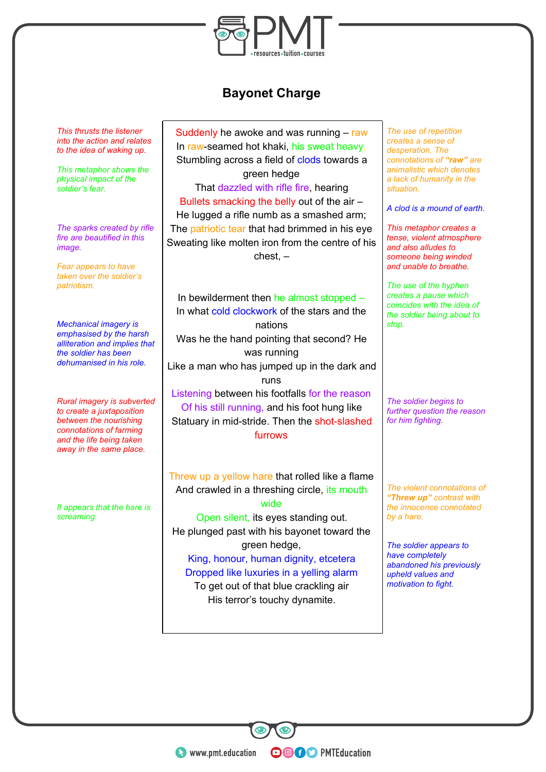# Bayonet Charge

*This thrusts the listener into the action and relates to the idea of waking up.*

*This metaphor shows the physical impact of the soldier's fear.*

*The sparks created by rifle fire are beautified in this image.*

*Fear appears to have taken over the soldier's patriotism.*

*Mechanical imagery is emphasised by the harsh alliteration and implies that the soldier has been dehumanised in his role.*

*Rural imagery is subverted to create a juxtaposition between the nourishing connotations of farming and the life being taken away in the same place.*

*It appears that the hare is screaming.*

Suddenly he awoke and was running – raw
In raw-seamed hot khaki, his sweat heavy,
Stumbling across a field of clods towards a green hedge
That dazzled with rifle fire, hearing
Bullets smacking the belly out of the air –
He lugged a rifle numb as a smashed arm;
The patriotic tear that had brimmed in his eye
Sweating like molten iron from the centre of his chest, –

In bewilderment then he almost stopped –
In what cold clockwork of the stars and the nations
Was he the hand pointing that second? He was running
Like a man who has jumped up in the dark and runs
Listening between his footfalls for the reason
Of his still running, and his foot hung like
Statuary in mid-stride. Then the shot-slashed furrows

Threw up a yellow hare that rolled like a flame
And crawled in a threshing circle, its mouth wide
Open silent, its eyes standing out.
He plunged past with his bayonet toward the green hedge,
King, honour, human dignity, etcetera
Dropped like luxuries in a yelling alarm
To get out of that blue crackling air
His terror's touchy dynamite.

*The use of repetition creates a sense of desperation. The connotations of **"raw"** are animalistic which denotes a lack of humanity in the situation.*

*A clod is a mound of earth.*

*This metaphor creates a tense, violent atmosphere and also alludes to someone being winded and unable to breathe.*

*The use of the hyphen creates a pause which coincides with the idea of the soldier being about to stop.*

*The soldier begins to further question the reason for him fighting.*

*The violent connotations of **"Threw up"** contrast with the innocence connotated by a hare.*

*The soldier appears to have completely abandoned his previously upheld values and motivation to fight.*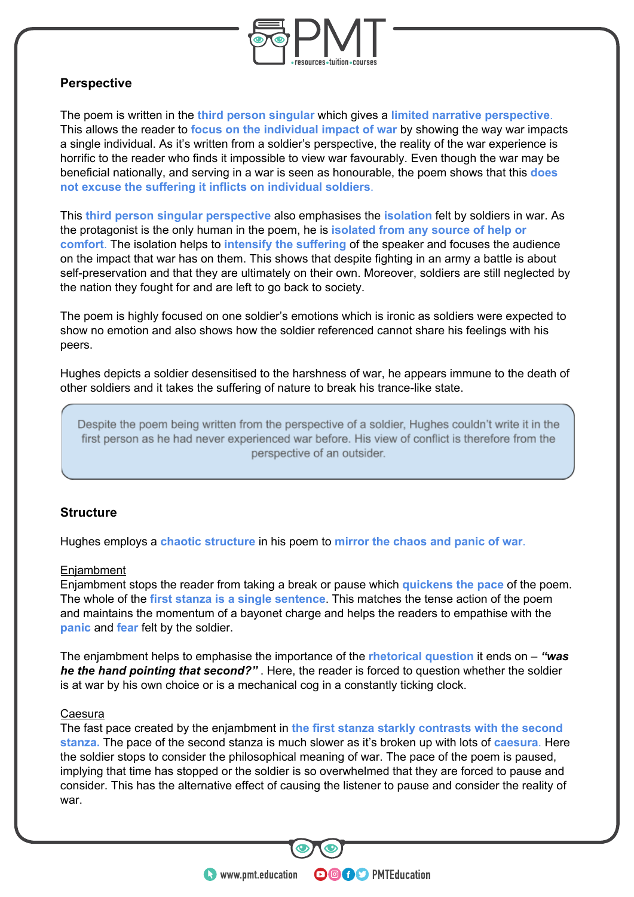## Perspective

The poem is written in the **third person singular** which gives a **limited narrative perspective**. This allows the reader to **focus on the individual impact of war** by showing the way war impacts a single individual. As it's written from a soldier's perspective, the reality of the war experience is horrific to the reader who finds it impossible to view war favourably. Even though the war may be beneficial nationally, and serving in a war is seen as honourable, the poem shows that this **does not excuse the suffering it inflicts on individual soldiers**.

This **third person singular perspective** also emphasises the **isolation** felt by soldiers in war. As the protagonist is the only human in the poem, he is **isolated from any source of help or comfort**. The isolation helps to **intensify the suffering** of the speaker and focuses the audience on the impact that war has on them. This shows that despite fighting in an army a battle is about self-preservation and that they are ultimately on their own. Moreover, soldiers are still neglected by the nation they fought for and are left to go back to society.

The poem is highly focused on one soldier's emotions which is ironic as soldiers were expected to show no emotion and also shows how the soldier referenced cannot share his feelings with his peers.

Hughes depicts a soldier desensitised to the harshness of war, he appears immune to the death of other soldiers and it takes the suffering of nature to break his trance-like state.

> Despite the poem being written from the perspective of a soldier, Hughes couldn't write it in the first person as he had never experienced war before. His view of conflict is therefore from the perspective of an outsider.

## Structure

Hughes employs a **chaotic structure** in his poem to **mirror the chaos and panic of war**.

Enjambment

Enjambment stops the reader from taking a break or pause which **quickens the pace** of the poem. The whole of the **first stanza is a single sentence**. This matches the tense action of the poem and maintains the momentum of a bayonet charge and helps the readers to empathise with the **panic** and **fear** felt by the soldier.

The enjambment helps to emphasise the importance of the **rhetorical question** it ends on – ***"was he the hand pointing that second?"*** . Here, the reader is forced to question whether the soldier is at war by his own choice or is a mechanical cog in a constantly ticking clock.

Caesura

The fast pace created by the enjambment in **the first stanza starkly contrasts with the second stanza.** The pace of the second stanza is much slower as it's broken up with lots of **caesura**. Here the soldier stops to consider the philosophical meaning of war. The pace of the poem is paused, implying that time has stopped or the soldier is so overwhelmed that they are forced to pause and consider. This has the alternative effect of causing the listener to pause and consider the reality of war.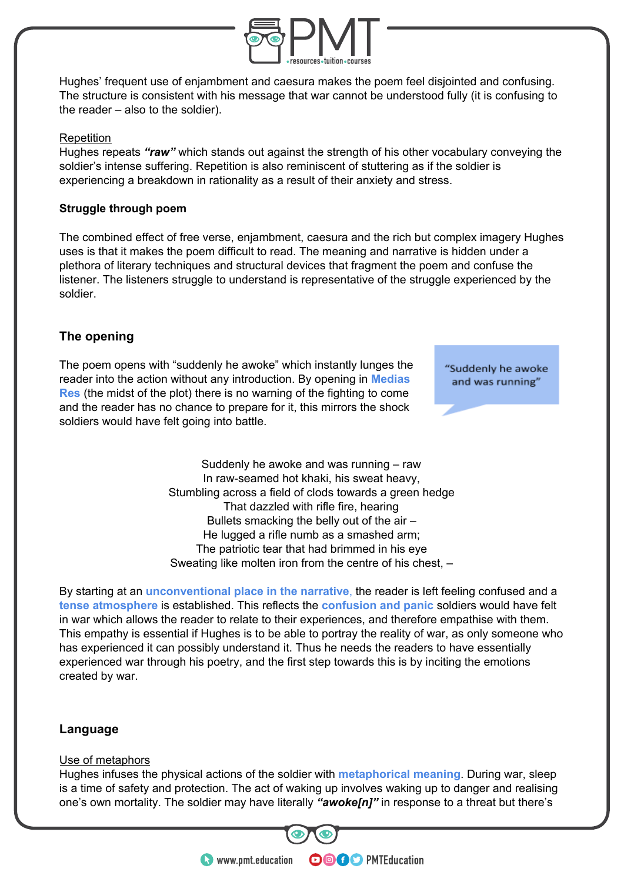Hughes' frequent use of enjambment and caesura makes the poem feel disjointed and confusing. The structure is consistent with his message that war cannot be understood fully (it is confusing to the reader – also to the soldier).

Repetition

Hughes repeats ***"raw"*** which stands out against the strength of his other vocabulary conveying the soldier's intense suffering. Repetition is also reminiscent of stuttering as if the soldier is experiencing a breakdown in rationality as a result of their anxiety and stress.

**Struggle through poem**

The combined effect of free verse, enjambment, caesura and the rich but complex imagery Hughes uses is that it makes the poem difficult to read. The meaning and narrative is hidden under a plethora of literary techniques and structural devices that fragment the poem and confuse the listener. The listeners struggle to understand is representative of the struggle experienced by the soldier.

### The opening

The poem opens with "suddenly he awoke" which instantly lunges the reader into the action without any introduction. By opening in **Medias Res** (the midst of the plot) there is no warning of the fighting to come and the reader has no chance to prepare for it, this mirrors the shock soldiers would have felt going into battle.

> "Suddenly he awoke and was running"

Suddenly he awoke and was running – raw
In raw-seamed hot khaki, his sweat heavy,
Stumbling across a field of clods towards a green hedge
That dazzled with rifle fire, hearing
Bullets smacking the belly out of the air –
He lugged a rifle numb as a smashed arm;
The patriotic tear that had brimmed in his eye
Sweating like molten iron from the centre of his chest, –

By starting at an **unconventional place in the narrative**, the reader is left feeling confused and a **tense atmosphere** is established. This reflects the **confusion and panic** soldiers would have felt in war which allows the reader to relate to their experiences, and therefore empathise with them. This empathy is essential if Hughes is to be able to portray the reality of war, as only someone who has experienced it can possibly understand it. Thus he needs the readers to have essentially experienced war through his poetry, and the first step towards this is by inciting the emotions created by war.

### Language

Use of metaphors

Hughes infuses the physical actions of the soldier with **metaphorical meaning**. During war, sleep is a time of safety and protection. The act of waking up involves waking up to danger and realising one's own mortality. The soldier may have literally ***"awoke[n]"*** in response to a threat but there's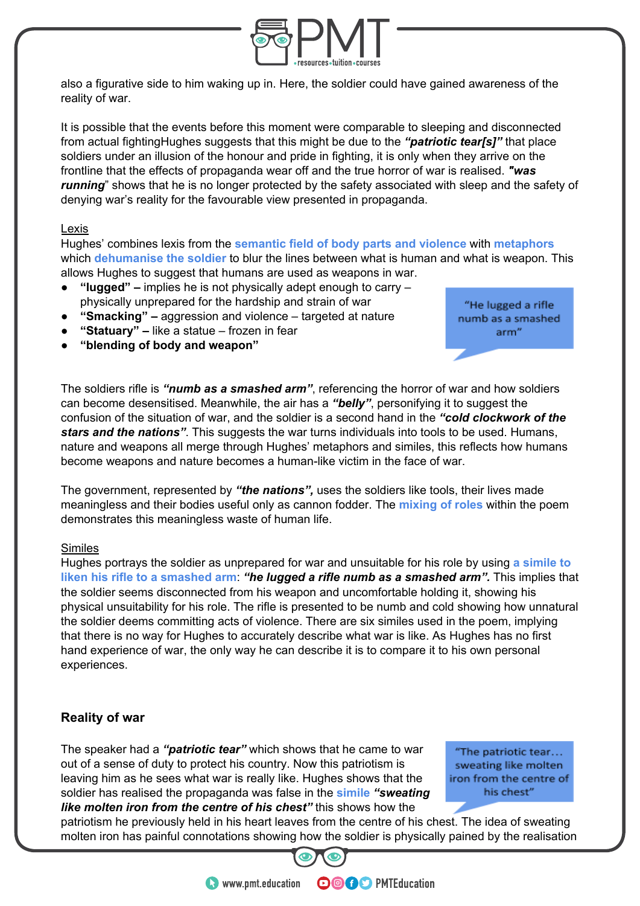also a figurative side to him waking up in. Here, the soldier could have gained awareness of the reality of war.

It is possible that the events before this moment were comparable to sleeping and disconnected from actual fightingHughes suggests that this might be due to the ***"patriotic tear[s]"*** that place soldiers under an illusion of the honour and pride in fighting, it is only when they arrive on the frontline that the effects of propaganda wear off and the true horror of war is realised. ***"was running***" shows that he is no longer protected by the safety associated with sleep and the safety of denying war's reality for the favourable view presented in propaganda.

Lexis

Hughes' combines lexis from the **semantic field of body parts and violence** with **metaphors** which **dehumanise the soldier** to blur the lines between what is human and what is weapon. This allows Hughes to suggest that humans are used as weapons in war.

- **"lugged" –** implies he is not physically adept enough to carry – physically unprepared for the hardship and strain of war
- **"Smacking" –** aggression and violence – targeted at nature
- **"Statuary" –** like a statue – frozen in fear
- **"blending of body and weapon"**

"He lugged a rifle numb as a smashed arm"

The soldiers rifle is ***"numb as a smashed arm"***, referencing the horror of war and how soldiers can become desensitised. Meanwhile, the air has a ***"belly"***, personifying it to suggest the confusion of the situation of war, and the soldier is a second hand in the ***"cold clockwork of the stars and the nations"***. This suggests the war turns individuals into tools to be used. Humans, nature and weapons all merge through Hughes' metaphors and similes, this reflects how humans become weapons and nature becomes a human-like victim in the face of war.

The government, represented by ***"the nations",*** uses the soldiers like tools, their lives made meaningless and their bodies useful only as cannon fodder. The **mixing of roles** within the poem demonstrates this meaningless waste of human life.

Similes

Hughes portrays the soldier as unprepared for war and unsuitable for his role by using **a simile to liken his rifle to a smashed arm**: ***"he lugged a rifle numb as a smashed arm".*** This implies that the soldier seems disconnected from his weapon and uncomfortable holding it, showing his physical unsuitability for his role. The rifle is presented to be numb and cold showing how unnatural the soldier deems committing acts of violence. There are six similes used in the poem, implying that there is no way for Hughes to accurately describe what war is like. As Hughes has no first hand experience of war, the only way he can describe it is to compare it to his own personal experiences.

### Reality of war

"The patriotic tear… sweating like molten iron from the centre of his chest"

The speaker had a ***"patriotic tear"*** which shows that he came to war out of a sense of duty to protect his country. Now this patriotism is leaving him as he sees what war is really like. Hughes shows that the soldier has realised the propaganda was false in the **simile** ***"sweating like molten iron from the centre of his chest"*** this shows how the patriotism he previously held in his heart leaves from the centre of his chest. The idea of sweating molten iron has painful connotations showing how the soldier is physically pained by the realisation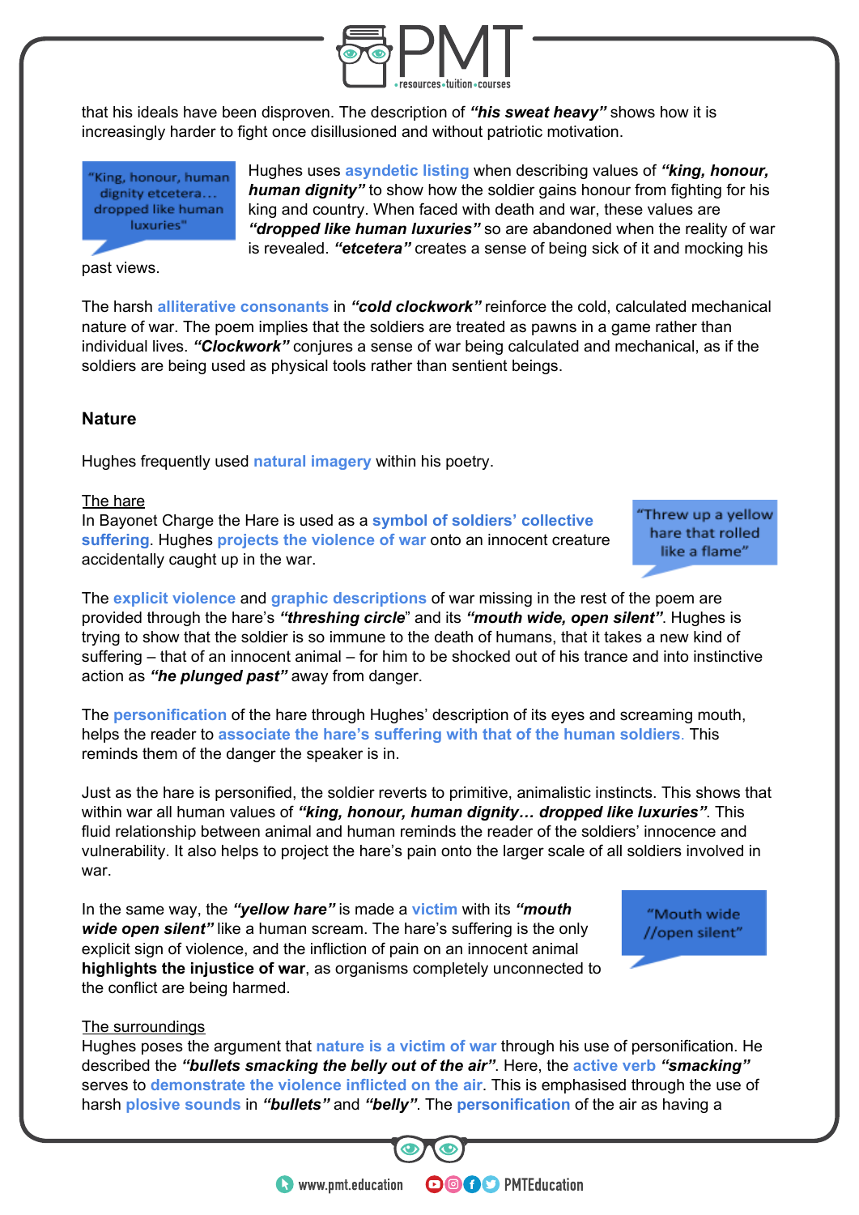that his ideals have been disproven. The description of ***"his sweat heavy"*** shows how it is increasingly harder to fight once disillusioned and without patriotic motivation.

> "King, honour, human dignity etcetera… dropped like human luxuries"

Hughes uses asyndetic listing when describing values of ***"king, honour, human dignity"*** to show how the soldier gains honour from fighting for his king and country. When faced with death and war, these values are ***"dropped like human luxuries"*** so are abandoned when the reality of war is revealed. ***"etcetera"*** creates a sense of being sick of it and mocking his past views.

The harsh alliterative consonants in ***"cold clockwork"*** reinforce the cold, calculated mechanical nature of war. The poem implies that the soldiers are treated as pawns in a game rather than individual lives. ***"Clockwork"*** conjures a sense of war being calculated and mechanical, as if the soldiers are being used as physical tools rather than sentient beings.

## Nature

Hughes frequently used natural imagery within his poetry.

The hare

In Bayonet Charge the Hare is used as a symbol of soldiers' collective suffering. Hughes projects the violence of war onto an innocent creature accidentally caught up in the war.

> "Threw up a yellow hare that rolled like a flame"

The explicit violence and graphic descriptions of war missing in the rest of the poem are provided through the hare's ***"threshing circle"*** and its ***"mouth wide, open silent"***. Hughes is trying to show that the soldier is so immune to the death of humans, that it takes a new kind of suffering – that of an innocent animal – for him to be shocked out of his trance and into instinctive action as ***"he plunged past"*** away from danger.

The personification of the hare through Hughes' description of its eyes and screaming mouth, helps the reader to associate the hare's suffering with that of the human soldiers. This reminds them of the danger the speaker is in.

Just as the hare is personified, the soldier reverts to primitive, animalistic instincts. This shows that within war all human values of ***"king, honour, human dignity… dropped like luxuries"***. This fluid relationship between animal and human reminds the reader of the soldiers' innocence and vulnerability. It also helps to project the hare's pain onto the larger scale of all soldiers involved in war.

In the same way, the ***"yellow hare"*** is made a victim with its ***"mouth wide open silent"*** like a human scream. The hare's suffering is the only explicit sign of violence, and the infliction of pain on an innocent animal **highlights the injustice of war**, as organisms completely unconnected to the conflict are being harmed.

> "Mouth wide //open silent"

The surroundings

Hughes poses the argument that nature is a victim of war through his use of personification. He described the ***"bullets smacking the belly out of the air"***. Here, the active verb ***"smacking"*** serves to demonstrate the violence inflicted on the air. This is emphasised through the use of harsh plosive sounds in ***"bullets"*** and ***"belly"***. The personification of the air as having a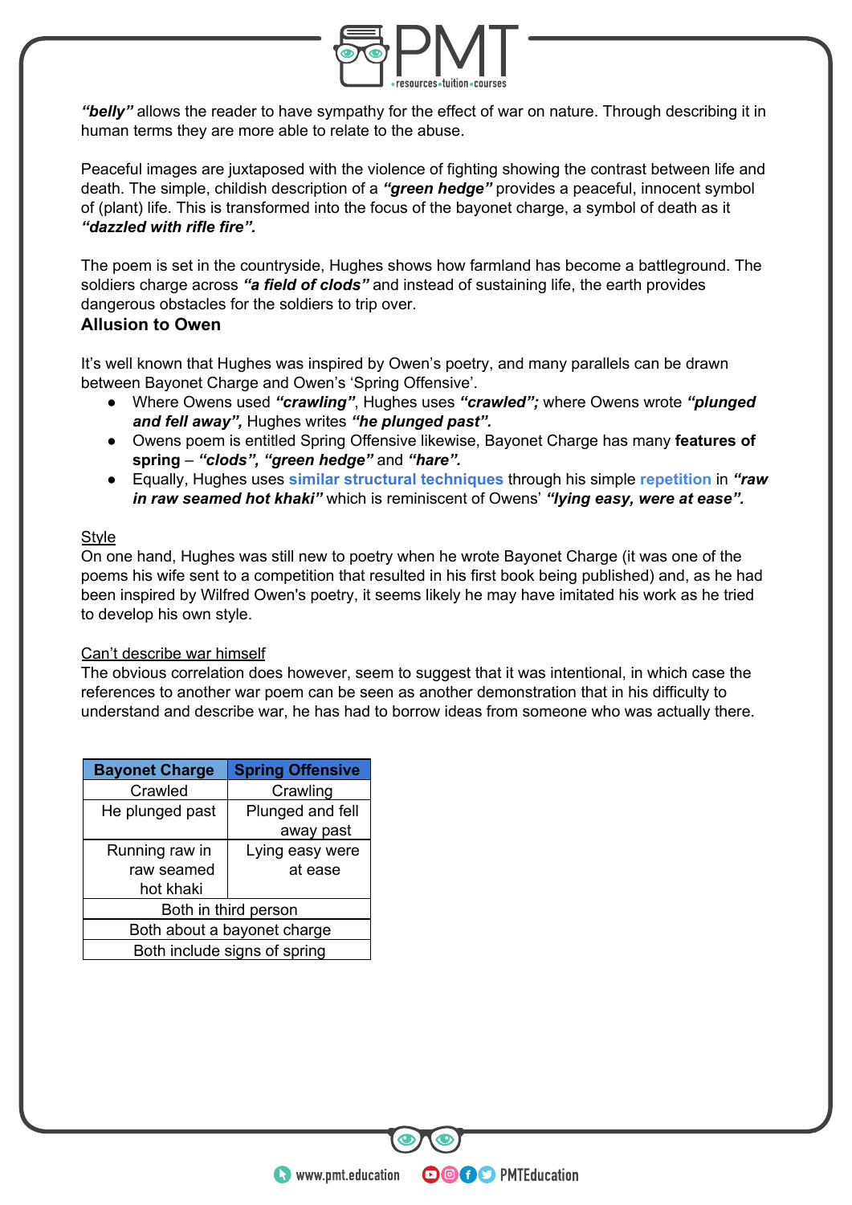***"belly"*** allows the reader to have sympathy for the effect of war on nature. Through describing it in human terms they are more able to relate to the abuse.

Peaceful images are juxtaposed with the violence of fighting showing the contrast between life and death. The simple, childish description of a ***"green hedge"*** provides a peaceful, innocent symbol of (plant) life. This is transformed into the focus of the bayonet charge, a symbol of death as it ***"dazzled with rifle fire".***

The poem is set in the countryside, Hughes shows how farmland has become a battleground. The soldiers charge across ***"a field of clods"*** and instead of sustaining life, the earth provides dangerous obstacles for the soldiers to trip over.

### Allusion to Owen

It's well known that Hughes was inspired by Owen's poetry, and many parallels can be drawn between Bayonet Charge and Owen's 'Spring Offensive'.

- Where Owens used ***"crawling"***, Hughes uses ***"crawled";*** where Owens wrote ***"plunged and fell away",*** Hughes writes ***"he plunged past".***
- Owens poem is entitled Spring Offensive likewise, Bayonet Charge has many **features of spring** – ***"clods", "green hedge"*** and ***"hare".***
- Equally, Hughes uses **similar structural techniques** through his simple **repetition** in ***"raw in raw seamed hot khaki"*** which is reminiscent of Owens' ***"lying easy, were at ease".***

<u>Style</u>
On one hand, Hughes was still new to poetry when he wrote Bayonet Charge (it was one of the poems his wife sent to a competition that resulted in his first book being published) and, as he had been inspired by Wilfred Owen's poetry, it seems likely he may have imitated his work as he tried to develop his own style.

<u>Can't describe war himself</u>
The obvious correlation does however, seem to suggest that it was intentional, in which case the references to another war poem can be seen as another demonstration that in his difficulty to understand and describe war, he has had to borrow ideas from someone who was actually there.

| Bayonet Charge | Spring Offensive |
|---|---|
| Crawled | Crawling |
| He plunged past | Plunged and fell away past |
| Running raw in raw seamed hot khaki | Lying easy were at ease |
| Both in third person | |
| Both about a bayonet charge | |
| Both include signs of spring | |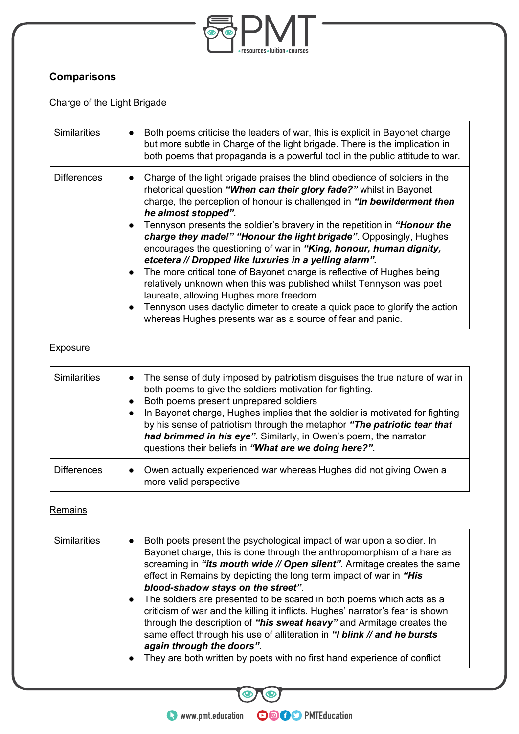## Comparisons

Charge of the Light Brigade

| | |
|---|---|
| Similarities | • Both poems criticise the leaders of war, this is explicit in Bayonet charge but more subtle in Charge of the light brigade. There is the implication in both poems that propaganda is a powerful tool in the public attitude to war. |
| Differences | • Charge of the light brigade praises the blind obedience of soldiers in the rhetorical question ***"When can their glory fade?"*** whilst in Bayonet charge, the perception of honour is challenged in ***"In bewilderment then he almost stopped".*** <br>• Tennyson presents the soldier's bravery in the repetition in ***"Honour the charge they made!" "Honour the light brigade"***. Opposingly, Hughes encourages the questioning of war in ***"King, honour, human dignity, etcetera // Dropped like luxuries in a yelling alarm".*** <br>• The more critical tone of Bayonet charge is reflective of Hughes being relatively unknown when this was published whilst Tennyson was poet laureate, allowing Hughes more freedom. <br>• Tennyson uses dactylic dimeter to create a quick pace to glorify the action whereas Hughes presents war as a source of fear and panic. |

Exposure

| | |
|---|---|
| Similarities | • The sense of duty imposed by patriotism disguises the true nature of war in both poems to give the soldiers motivation for fighting. <br>• Both poems present unprepared soldiers <br>• In Bayonet charge, Hughes implies that the soldier is motivated for fighting by his sense of patriotism through the metaphor ***"The patriotic tear that had brimmed in his eye"***. Similarly, in Owen's poem, the narrator questions their beliefs in ***"What are we doing here?".*** |
| Differences | • Owen actually experienced war whereas Hughes did not giving Owen a more valid perspective |

Remains

| | |
|---|---|
| Similarities | • Both poets present the psychological impact of war upon a soldier. In Bayonet charge, this is done through the anthropomorphism of a hare as screaming in ***"its mouth wide // Open silent"***. Armitage creates the same effect in Remains by depicting the long term impact of war in ***"His blood-shadow stays on the street"***. <br>• The soldiers are presented to be scared in both poems which acts as a criticism of war and the killing it inflicts. Hughes' narrator's fear is shown through the description of ***"his sweat heavy"*** and Armitage creates the same effect through his use of alliteration in ***"I blink // and he bursts again through the doors"***. <br>• They are both written by poets with no first hand experience of conflict |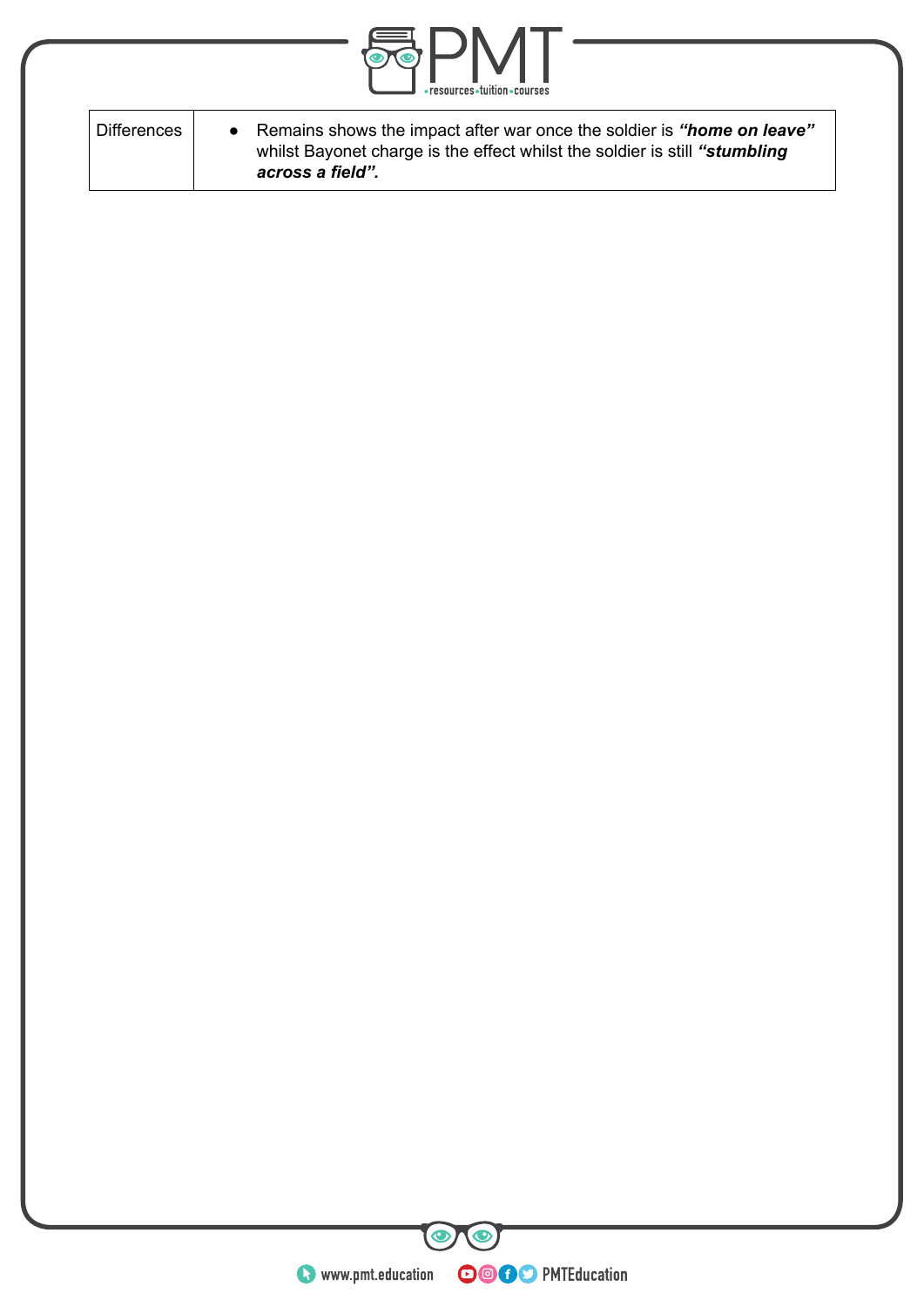| | |
|---|---|
| Differences | • Remains shows the impact after war once the soldier is ***"home on leave"*** whilst Bayonet charge is the effect whilst the soldier is still ***"stumbling across a field".*** |